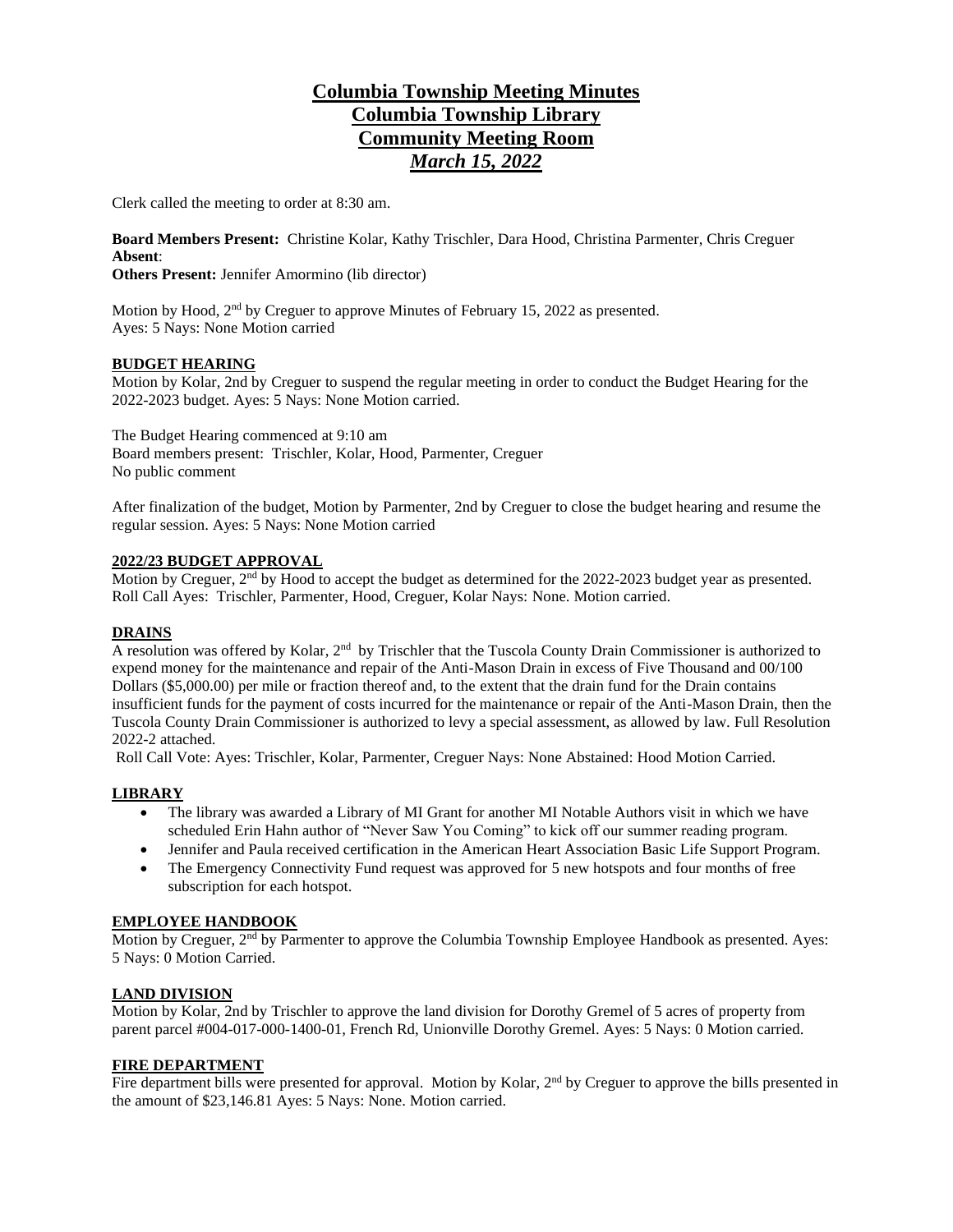# Columbia Township Meeting Minutes
# Columbia Township Library
# Community Meeting Room
# *March 15, 2022*

Clerk called the meeting to order at 8:30 am.

**Board Members Present:** Christine Kolar, Kathy Trischler, Dara Hood, Christina Parmenter, Chris Creguer
**Absent**:
**Others Present:** Jennifer Amormino (lib director)

Motion by Hood, 2nd by Creguer to approve Minutes of February 15, 2022 as presented.
Ayes: 5 Nays: None Motion carried

## BUDGET HEARING

Motion by Kolar, 2nd by Creguer to suspend the regular meeting in order to conduct the Budget Hearing for the 2022-2023 budget. Ayes: 5 Nays: None Motion carried.

The Budget Hearing commenced at 9:10 am
Board members present: Trischler, Kolar, Hood, Parmenter, Creguer
No public comment

After finalization of the budget, Motion by Parmenter, 2nd by Creguer to close the budget hearing and resume the regular session. Ayes: 5 Nays: None Motion carried

## 2022/23 BUDGET APPROVAL

Motion by Creguer, 2nd by Hood to accept the budget as determined for the 2022-2023 budget year as presented. Roll Call Ayes: Trischler, Parmenter, Hood, Creguer, Kolar Nays: None. Motion carried.

## DRAINS

A resolution was offered by Kolar, 2nd by Trischler that the Tuscola County Drain Commissioner is authorized to expend money for the maintenance and repair of the Anti-Mason Drain in excess of Five Thousand and 00/100 Dollars ($5,000.00) per mile or fraction thereof and, to the extent that the drain fund for the Drain contains insufficient funds for the payment of costs incurred for the maintenance or repair of the Anti-Mason Drain, then the Tuscola County Drain Commissioner is authorized to levy a special assessment, as allowed by law. Full Resolution 2022-2 attached.

Roll Call Vote: Ayes: Trischler, Kolar, Parmenter, Creguer Nays: None Abstained: Hood Motion Carried.

## LIBRARY

- The library was awarded a Library of MI Grant for another MI Notable Authors visit in which we have scheduled Erin Hahn author of "Never Saw You Coming" to kick off our summer reading program.
- Jennifer and Paula received certification in the American Heart Association Basic Life Support Program.
- The Emergency Connectivity Fund request was approved for 5 new hotspots and four months of free subscription for each hotspot.

## EMPLOYEE HANDBOOK

Motion by Creguer, 2nd by Parmenter to approve the Columbia Township Employee Handbook as presented. Ayes: 5 Nays: 0 Motion Carried.

## LAND DIVISION

Motion by Kolar, 2nd by Trischler to approve the land division for Dorothy Gremel of 5 acres of property from parent parcel #004-017-000-1400-01, French Rd, Unionville Dorothy Gremel. Ayes: 5 Nays: 0 Motion carried.

## FIRE DEPARTMENT

Fire department bills were presented for approval. Motion by Kolar, 2nd by Creguer to approve the bills presented in the amount of $23,146.81 Ayes: 5 Nays: None. Motion carried.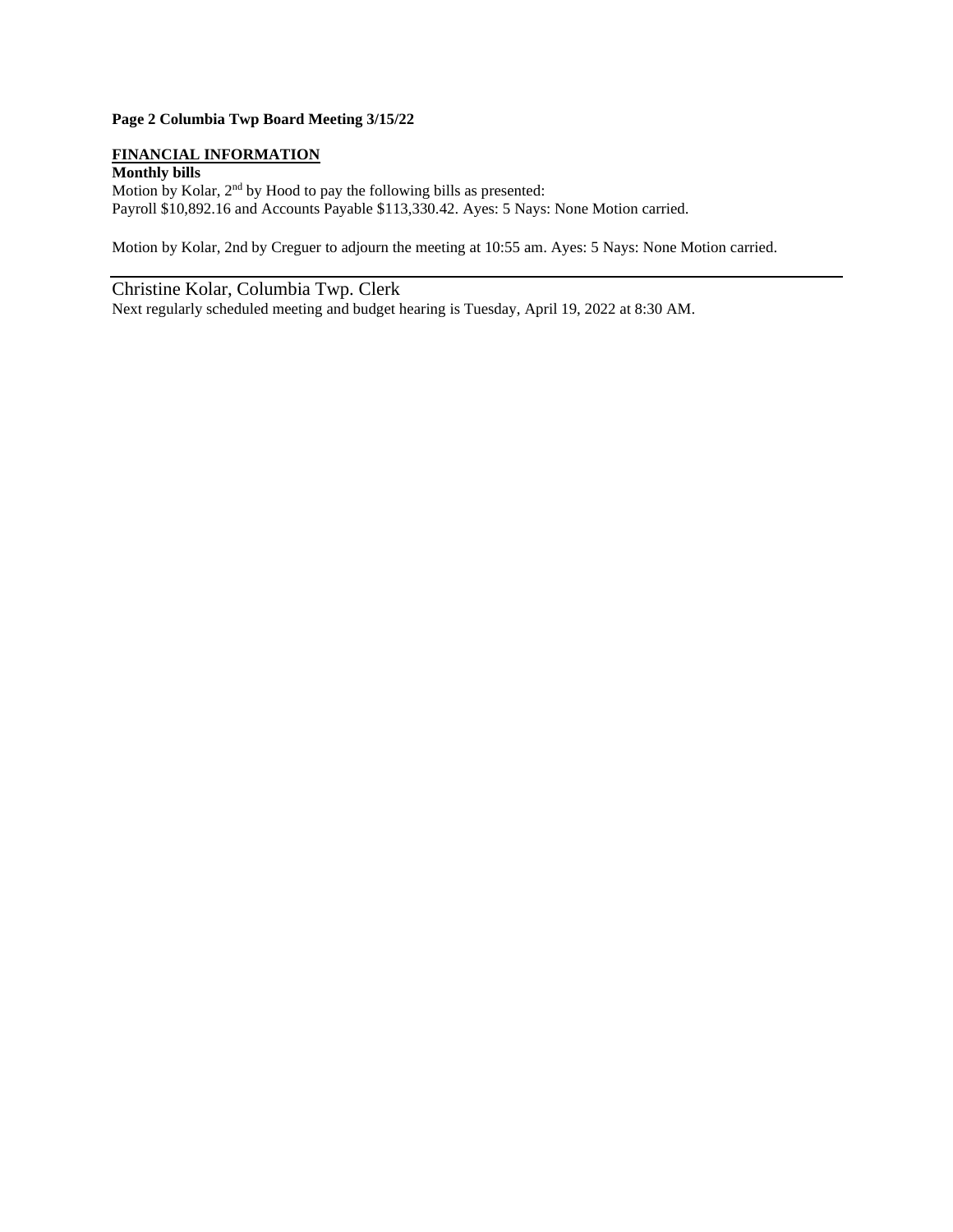**Page 2 Columbia Twp Board Meeting 3/15/22**

## FINANCIAL INFORMATION

**Monthly bills**

Motion by Kolar, 2nd by Hood to pay the following bills as presented:
Payroll $10,892.16 and Accounts Payable $113,330.42. Ayes: 5 Nays: None Motion carried.

Motion by Kolar, 2nd by Creguer to adjourn the meeting at 10:55 am. Ayes: 5 Nays: None Motion carried.

---

Christine Kolar, Columbia Twp. Clerk
Next regularly scheduled meeting and budget hearing is Tuesday, April 19, 2022 at 8:30 AM.